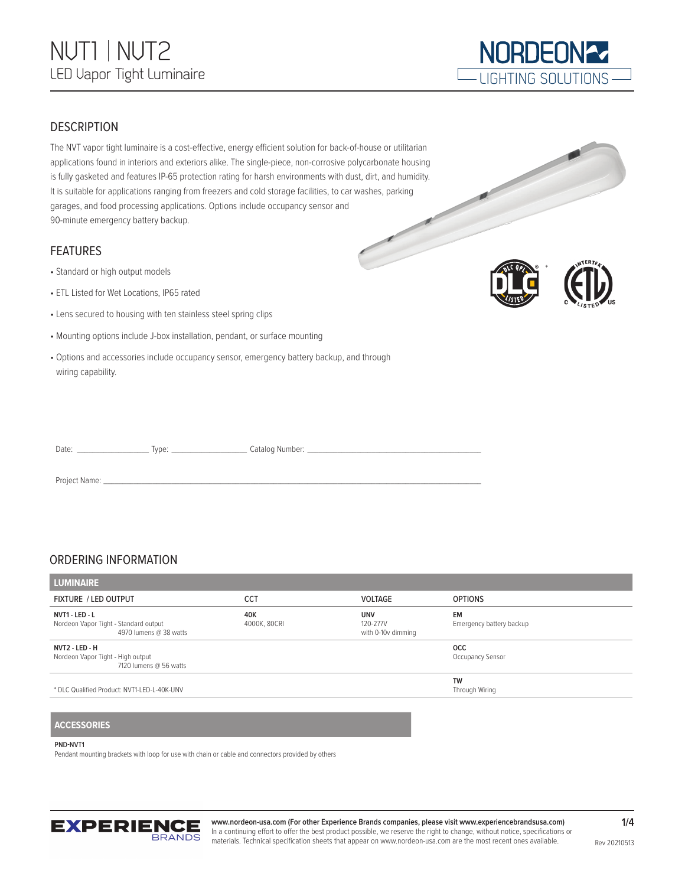# NVT1 | NVT2

## LED Vapor Tight Luminaire

NORDEON LIGHTING SOLUTIONS

## DESCRIPTION

The NVT vapor tight luminaire is a cost-effective, energy efficient solution for back-of-house or utilitarian applications found in interiors and exteriors alike. The single-piece, non-corrosive polycarbonate housing is fully gasketed and features IP-65 protection rating for harsh environments with dust, dirt, and humidity. It is suitable for applications ranging from freezers and cold storage facilities, to car washes, parking garages, and food processing applications. Options include occupancy sensor and 90-minute emergency battery backup.

## FEATURES

- Standard or high output models
- ETL Listed for Wet Locations, IP65 rated
- Lens secured to housing with ten stainless steel spring clips
- Mounting options include J-box installation, pendant, or surface mounting
- Options and accessories include occupancy sensor, emergency battery backup, and through wiring capability.

Date: ________________ Type: ________________ Catalog Number: ________________________________________

Project Name: ________________________________________________________________________________

## ORDERING INFORMATION

**LUMINAIRE**

| FIXTURE / LED OUTPUT | CCT | VOLTAGE | OPTIONS |
|---|---|---|---|
| **NVT1 - LED - L**<br>Nordeon Vapor Tight - Standard output<br>4970 lumens @ 38 watts | **40K**<br>4000K, 80CRI | **UNV**<br>120-277V<br>with 0-10v dimming | **EM**<br>Emergency battery backup |
| **NVT2 - LED - H**<br>Nordeon Vapor Tight - High output<br>7120 lumens @ 56 watts | | | **OCC**<br>Occupancy Sensor |
| * DLC Qualified Product: NVT1-LED-L-40K-UNV | | | **TW**<br>Through Wiring |

**ACCESSORIES**

**PND-NVT1**
Pendant mounting brackets with loop for use with chain or cable and connectors provided by others

**www.nordeon-usa.com (For other Experience Brands companies, please visit www.experiencebrandsusa.com)**
In a continuing effort to offer the best product possible, we reserve the right to change, without notice, specifications or materials. Technical specification sheets that appear on www.nordeon-usa.com are the most recent ones available.

Rev 20210513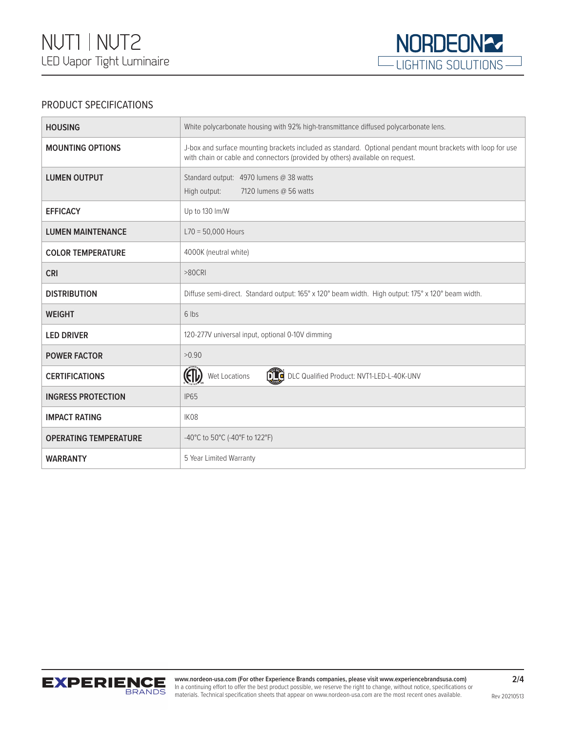# NVT1 | NVT2

LED Vapor Tight Luminaire

## PRODUCT SPECIFICATIONS

| | |
|---|---|
| **HOUSING** | White polycarbonate housing with 92% high-transmittance diffused polycarbonate lens. |
| **MOUNTING OPTIONS** | J-box and surface mounting brackets included as standard. Optional pendant mount brackets with loop for use with chain or cable and connectors (provided by others) available on request. |
| **LUMEN OUTPUT** | Standard output: 4970 lumens @ 38 watts<br>High output: 7120 lumens @ 56 watts |
| **EFFICACY** | Up to 130 lm/W |
| **LUMEN MAINTENANCE** | L70 = 50,000 Hours |
| **COLOR TEMPERATURE** | 4000K (neutral white) |
| **CRI** | >80CRI |
| **DISTRIBUTION** | Diffuse semi-direct. Standard output: 165° x 120° beam width. High output: 175° x 120° beam width. |
| **WEIGHT** | 6 lbs |
| **LED DRIVER** | 120-277V universal input, optional 0-10V dimming |
| **POWER FACTOR** | >0.90 |
| **CERTIFICATIONS** | ETL Wet Locations &nbsp;&nbsp; DLC Qualified Product: NVT1-LED-L-40K-UNV |
| **INGRESS PROTECTION** | IP65 |
| **IMPACT RATING** | IK08 |
| **OPERATING TEMPERATURE** | -40°C to 50°C (-40°F to 122°F) |
| **WARRANTY** | 5 Year Limited Warranty |

www.nordeon-usa.com (For other Experience Brands companies, please visit www.experiencebrandsusa.com)
In a continuing effort to offer the best product possible, we reserve the right to change, without notice, specifications or materials. Technical specification sheets that appear on www.nordeon-usa.com are the most recent ones available.

Rev 20210513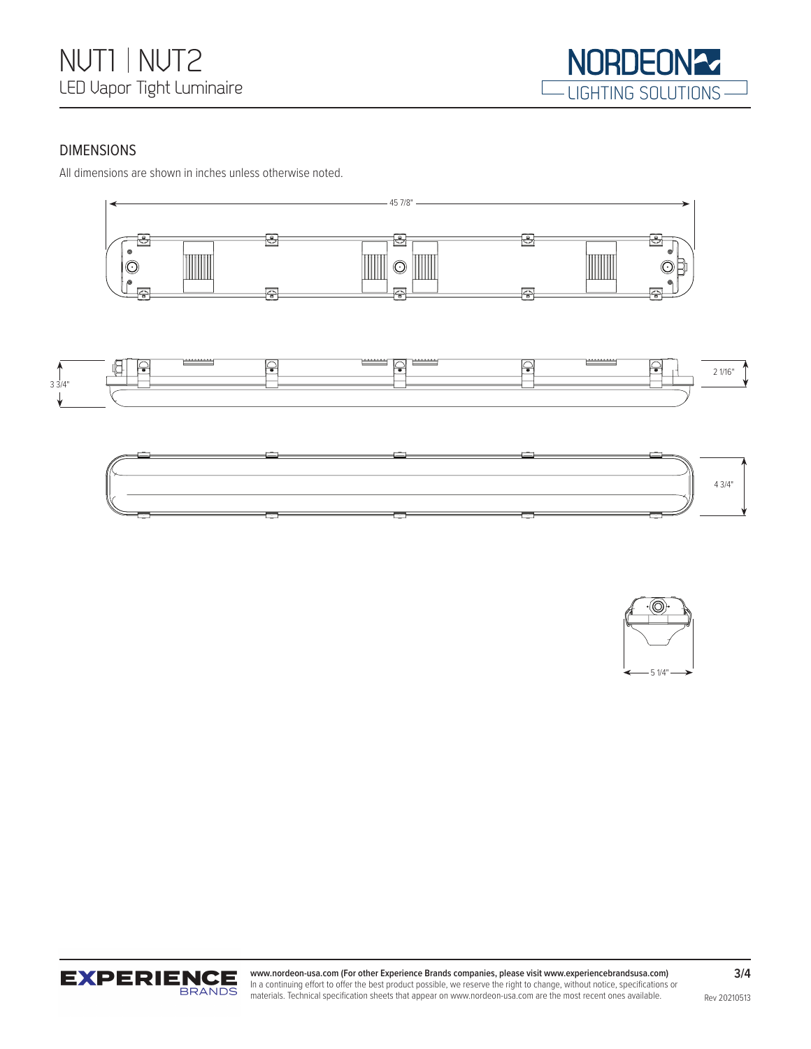# NVT1 | NVT2
LED Vapor Tight Luminaire

## DIMENSIONS

All dimensions are shown in inches unless otherwise noted.

45 7/8"

3 3/4"

2 1/16"

4 3/4"

5 1/4"

**www.nordeon-usa.com (For other Experience Brands companies, please visit www.experiencebrandsusa.com)**
In a continuing effort to offer the best product possible, we reserve the right to change, without notice, specifications or materials. Technical specification sheets that appear on www.nordeon-usa.com are the most recent ones available.

Rev 20210513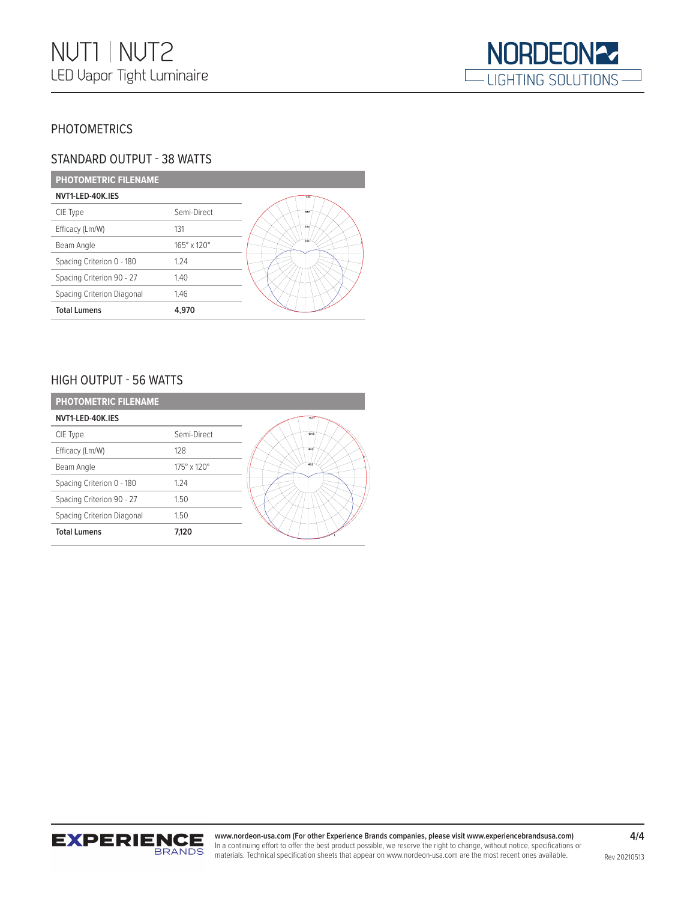## PHOTOMETRICS

### STANDARD OUTPUT - 38 WATTS

| PHOTOMETRIC FILENAME | |
|---|---|
| **NVT1-LED-40K.IES** | |
| CIE Type | Semi-Direct |
| Efficacy (Lm/W) | 131 |
| Beam Angle | 165° x 120° |
| Spacing Criterion 0 - 180 | 1.24 |
| Spacing Criterion 90 - 27 | 1.40 |
| Spacing Criterion Diagonal | 1.46 |
| **Total Lumens** | **4,970** |

### HIGH OUTPUT - 56 WATTS

| PHOTOMETRIC FILENAME | |
|---|---|
| **NVT1-LED-40K.IES** | |
| CIE Type | Semi-Direct |
| Efficacy (Lm/W) | 128 |
| Beam Angle | 175° x 120° |
| Spacing Criterion 0 - 180 | 1.24 |
| Spacing Criterion 90 - 27 | 1.50 |
| Spacing Criterion Diagonal | 1.50 |
| **Total Lumens** | **7,120** |

**www.nordeon-usa.com (For other Experience Brands companies, please visit www.experiencebrandsusa.com)**
In a continuing effort to offer the best product possible, we reserve the right to change, without notice, specifications or materials. Technical specification sheets that appear on www.nordeon-usa.com are the most recent ones available.

Rev 20210513